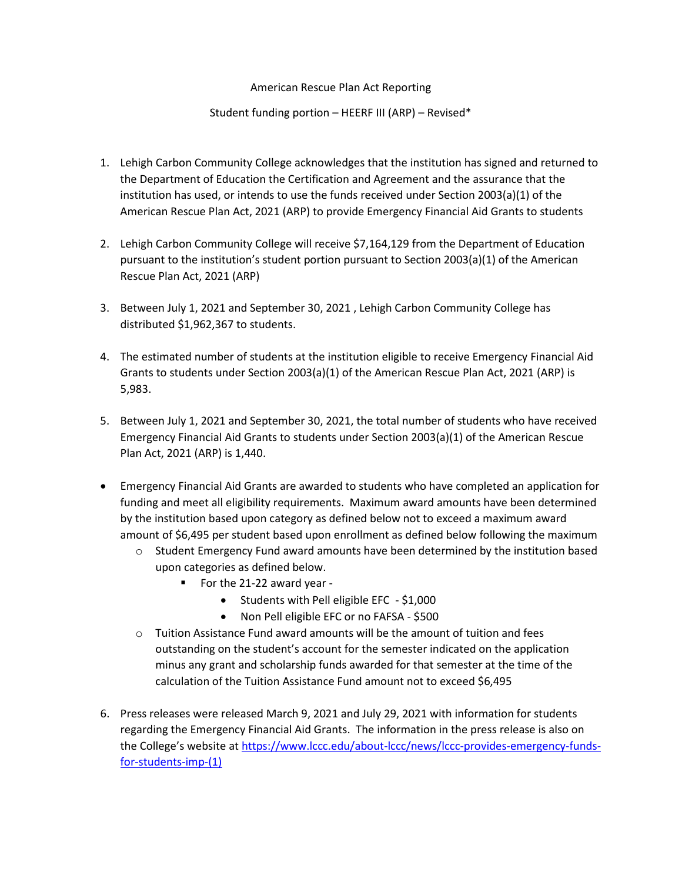American Rescue Plan Act Reporting

Student funding portion – HEERF III (ARP) – Revised*

1. Lehigh Carbon Community College acknowledges that the institution has signed and returned to the Department of Education the Certification and Agreement and the assurance that the institution has used, or intends to use the funds received under Section 2003(a)(1) of the American Rescue Plan Act, 2021 (ARP) to provide Emergency Financial Aid Grants to students

2. Lehigh Carbon Community College will receive $7,164,129 from the Department of Education pursuant to the institution's student portion pursuant to Section 2003(a)(1) of the American Rescue Plan Act, 2021 (ARP)

3. Between July 1, 2021 and September 30, 2021 , Lehigh Carbon Community College has distributed $1,962,367 to students.

4. The estimated number of students at the institution eligible to receive Emergency Financial Aid Grants to students under Section 2003(a)(1) of the American Rescue Plan Act, 2021 (ARP) is 5,983.

5. Between July 1, 2021 and September 30, 2021, the total number of students who have received Emergency Financial Aid Grants to students under Section 2003(a)(1) of the American Rescue Plan Act, 2021 (ARP) is 1,440.

- Emergency Financial Aid Grants are awarded to students who have completed an application for funding and meet all eligibility requirements. Maximum award amounts have been determined by the institution based upon category as defined below not to exceed a maximum award amount of $6,495 per student based upon enrollment as defined below following the maximum
    - Student Emergency Fund award amounts have been determined by the institution based upon categories as defined below.
        - For the 21-22 award year -
            - Students with Pell eligible EFC - $1,000
            - Non Pell eligible EFC or no FAFSA - $500
    - Tuition Assistance Fund award amounts will be the amount of tuition and fees outstanding on the student's account for the semester indicated on the application minus any grant and scholarship funds awarded for that semester at the time of the calculation of the Tuition Assistance Fund amount not to exceed $6,495

6. Press releases were released March 9, 2021 and July 29, 2021 with information for students regarding the Emergency Financial Aid Grants. The information in the press release is also on the College's website at [https://www.lccc.edu/about-lccc/news/lccc-provides-emergency-funds-for-students-imp-(1)](https://www.lccc.edu/about-lccc/news/lccc-provides-emergency-funds-for-students-imp-(1))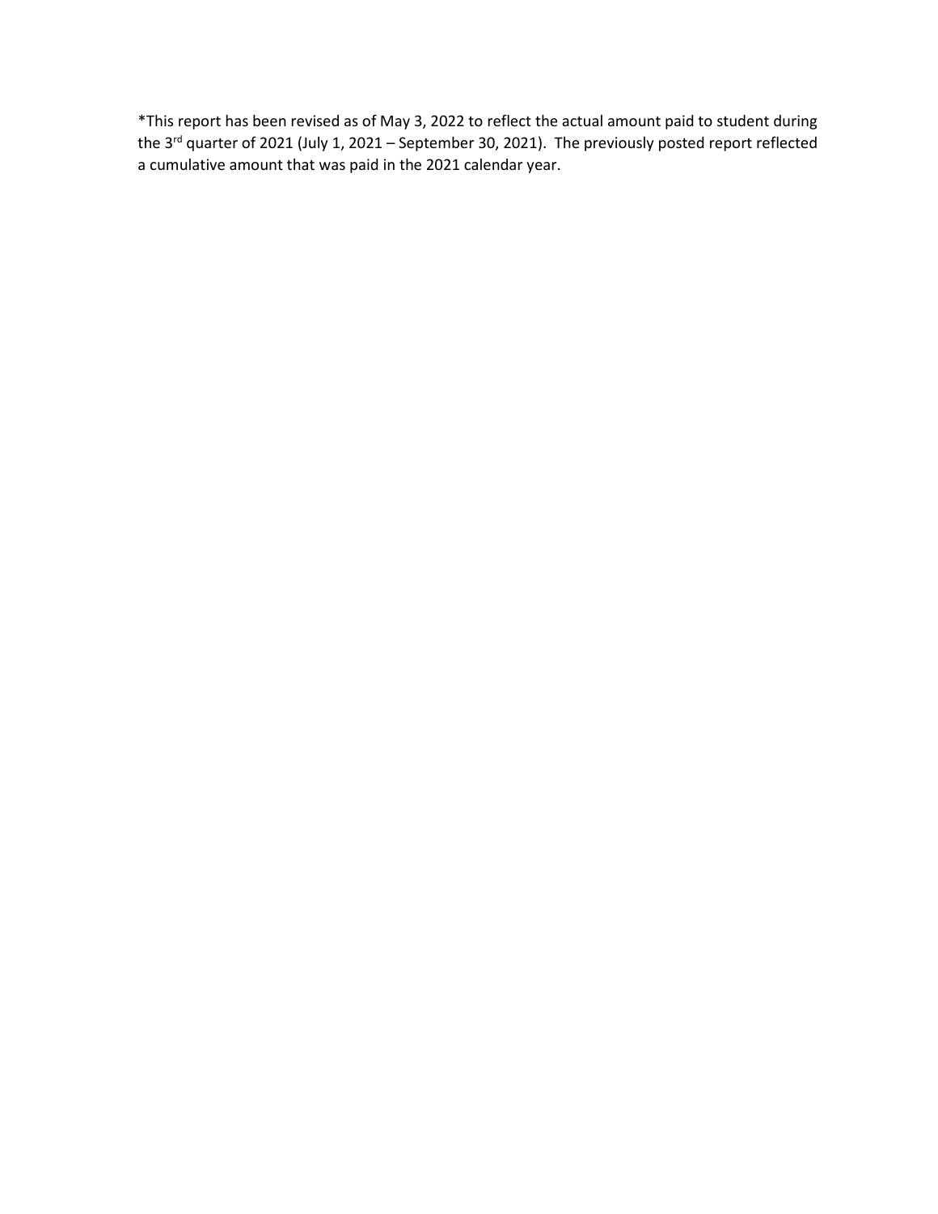*This report has been revised as of May 3, 2022 to reflect the actual amount paid to student during the 3rd quarter of 2021 (July 1, 2021 – September 30, 2021). The previously posted report reflected a cumulative amount that was paid in the 2021 calendar year.